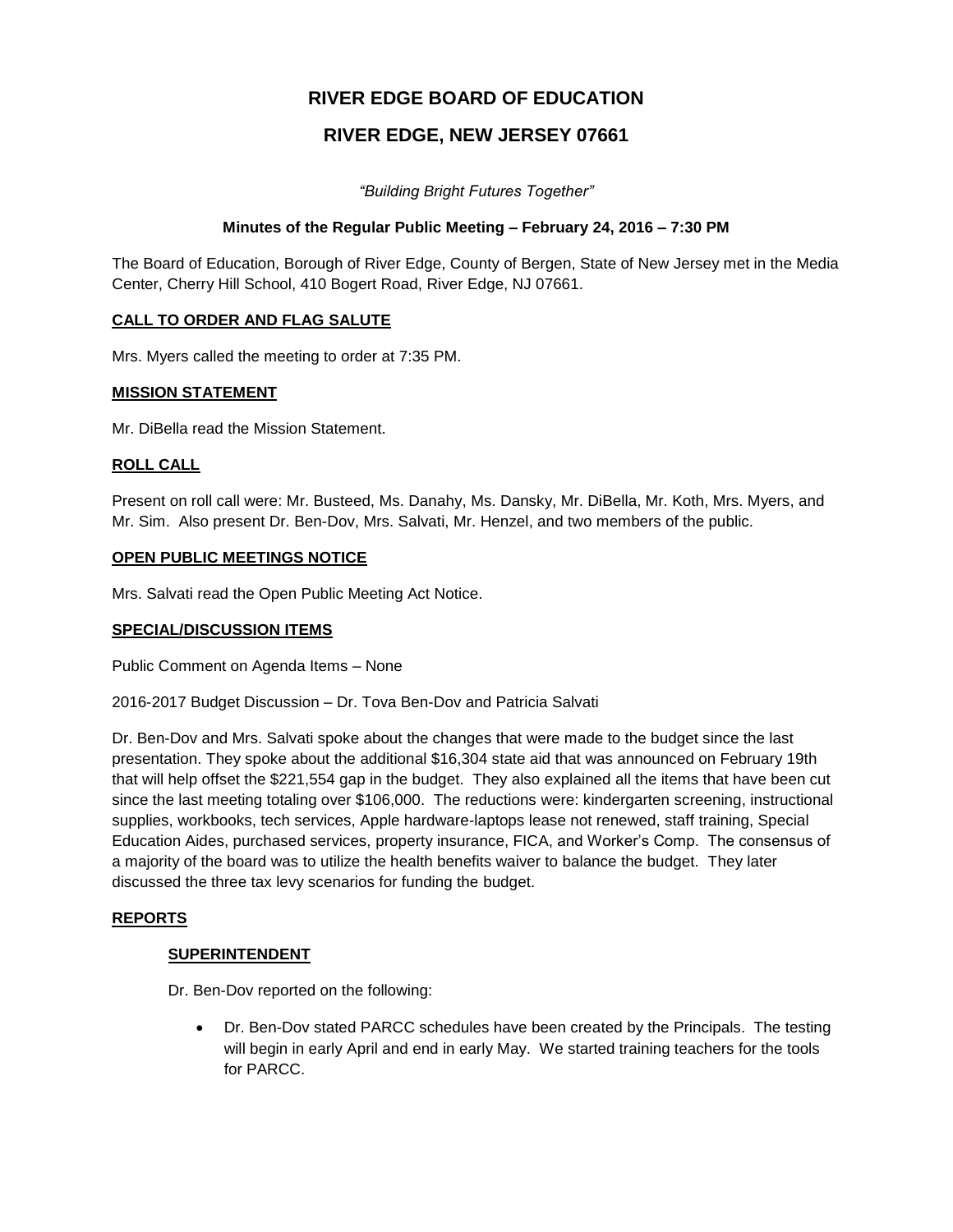# RIVER EDGE BOARD OF EDUCATION

# RIVER EDGE, NEW JERSEY 07661

*"Building Bright Futures Together"*

**Minutes of the Regular Public Meeting – February 24, 2016 – 7:30 PM**

The Board of Education, Borough of River Edge, County of Bergen, State of New Jersey met in the Media Center, Cherry Hill School, 410 Bogert Road, River Edge, NJ 07661.

## CALL TO ORDER AND FLAG SALUTE

Mrs. Myers called the meeting to order at 7:35 PM.

## MISSION STATEMENT

Mr. DiBella read the Mission Statement.

## ROLL CALL

Present on roll call were: Mr. Busteed, Ms. Danahy, Ms. Dansky, Mr. DiBella, Mr. Koth, Mrs. Myers, and Mr. Sim. Also present Dr. Ben-Dov, Mrs. Salvati, Mr. Henzel, and two members of the public.

## OPEN PUBLIC MEETINGS NOTICE

Mrs. Salvati read the Open Public Meeting Act Notice.

## SPECIAL/DISCUSSION ITEMS

Public Comment on Agenda Items – None

2016-2017 Budget Discussion – Dr. Tova Ben-Dov and Patricia Salvati

Dr. Ben-Dov and Mrs. Salvati spoke about the changes that were made to the budget since the last presentation. They spoke about the additional $16,304 state aid that was announced on February 19th that will help offset the $221,554 gap in the budget. They also explained all the items that have been cut since the last meeting totaling over $106,000. The reductions were: kindergarten screening, instructional supplies, workbooks, tech services, Apple hardware-laptops lease not renewed, staff training, Special Education Aides, purchased services, property insurance, FICA, and Worker's Comp. The consensus of a majority of the board was to utilize the health benefits waiver to balance the budget. They later discussed the three tax levy scenarios for funding the budget.

## REPORTS

### SUPERINTENDENT

Dr. Ben-Dov reported on the following:

- Dr. Ben-Dov stated PARCC schedules have been created by the Principals. The testing will begin in early April and end in early May. We started training teachers for the tools for PARCC.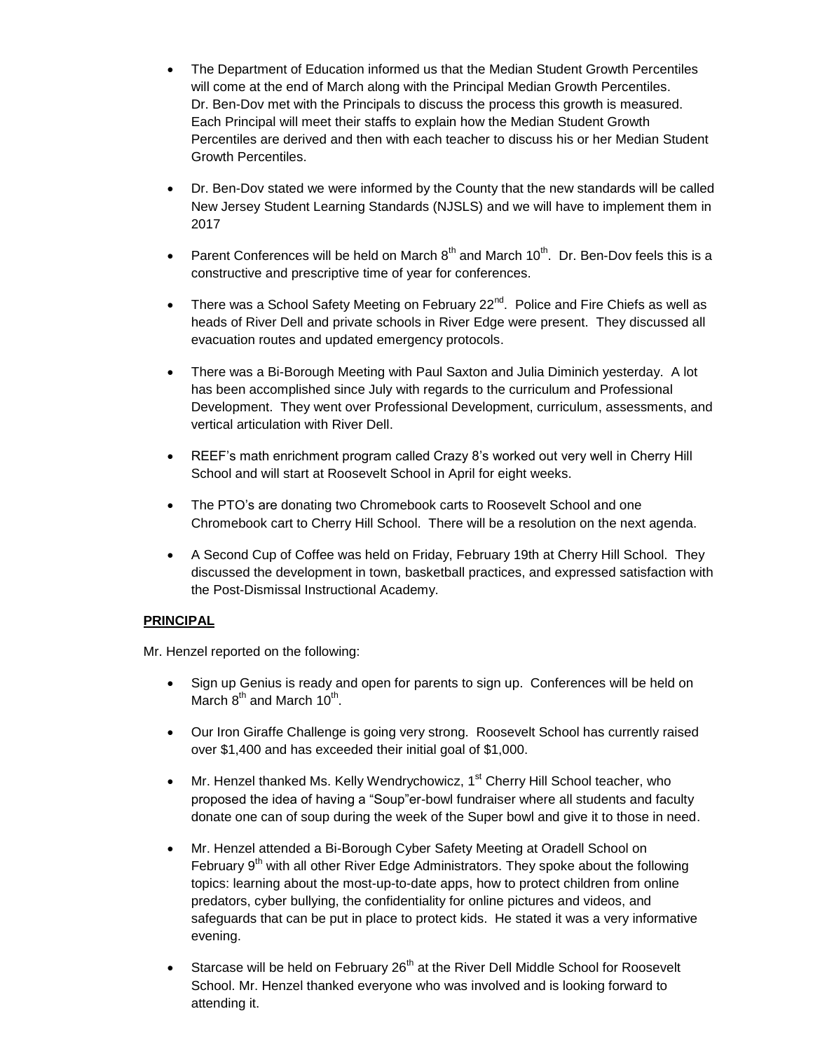- The Department of Education informed us that the Median Student Growth Percentiles will come at the end of March along with the Principal Median Growth Percentiles. Dr. Ben-Dov met with the Principals to discuss the process this growth is measured. Each Principal will meet their staffs to explain how the Median Student Growth Percentiles are derived and then with each teacher to discuss his or her Median Student Growth Percentiles.

- Dr. Ben-Dov stated we were informed by the County that the new standards will be called New Jersey Student Learning Standards (NJSLS) and we will have to implement them in 2017

- Parent Conferences will be held on March 8th and March 10th. Dr. Ben-Dov feels this is a constructive and prescriptive time of year for conferences.

- There was a School Safety Meeting on February 22nd. Police and Fire Chiefs as well as heads of River Dell and private schools in River Edge were present. They discussed all evacuation routes and updated emergency protocols.

- There was a Bi-Borough Meeting with Paul Saxton and Julia Diminich yesterday. A lot has been accomplished since July with regards to the curriculum and Professional Development. They went over Professional Development, curriculum, assessments, and vertical articulation with River Dell.

- REEF's math enrichment program called Crazy 8's worked out very well in Cherry Hill School and will start at Roosevelt School in April for eight weeks.

- The PTO's are donating two Chromebook carts to Roosevelt School and one Chromebook cart to Cherry Hill School. There will be a resolution on the next agenda.

- A Second Cup of Coffee was held on Friday, February 19th at Cherry Hill School. They discussed the development in town, basketball practices, and expressed satisfaction with the Post-Dismissal Instructional Academy.

**PRINCIPAL**

Mr. Henzel reported on the following:

- Sign up Genius is ready and open for parents to sign up. Conferences will be held on March 8th and March 10th.

- Our Iron Giraffe Challenge is going very strong. Roosevelt School has currently raised over $1,400 and has exceeded their initial goal of $1,000.

- Mr. Henzel thanked Ms. Kelly Wendrychowicz, 1st Cherry Hill School teacher, who proposed the idea of having a "Soup"er-bowl fundraiser where all students and faculty donate one can of soup during the week of the Super bowl and give it to those in need.

- Mr. Henzel attended a Bi-Borough Cyber Safety Meeting at Oradell School on February 9th with all other River Edge Administrators. They spoke about the following topics: learning about the most-up-to-date apps, how to protect children from online predators, cyber bullying, the confidentiality for online pictures and videos, and safeguards that can be put in place to protect kids. He stated it was a very informative evening.

- Starcase will be held on February 26th at the River Dell Middle School for Roosevelt School. Mr. Henzel thanked everyone who was involved and is looking forward to attending it.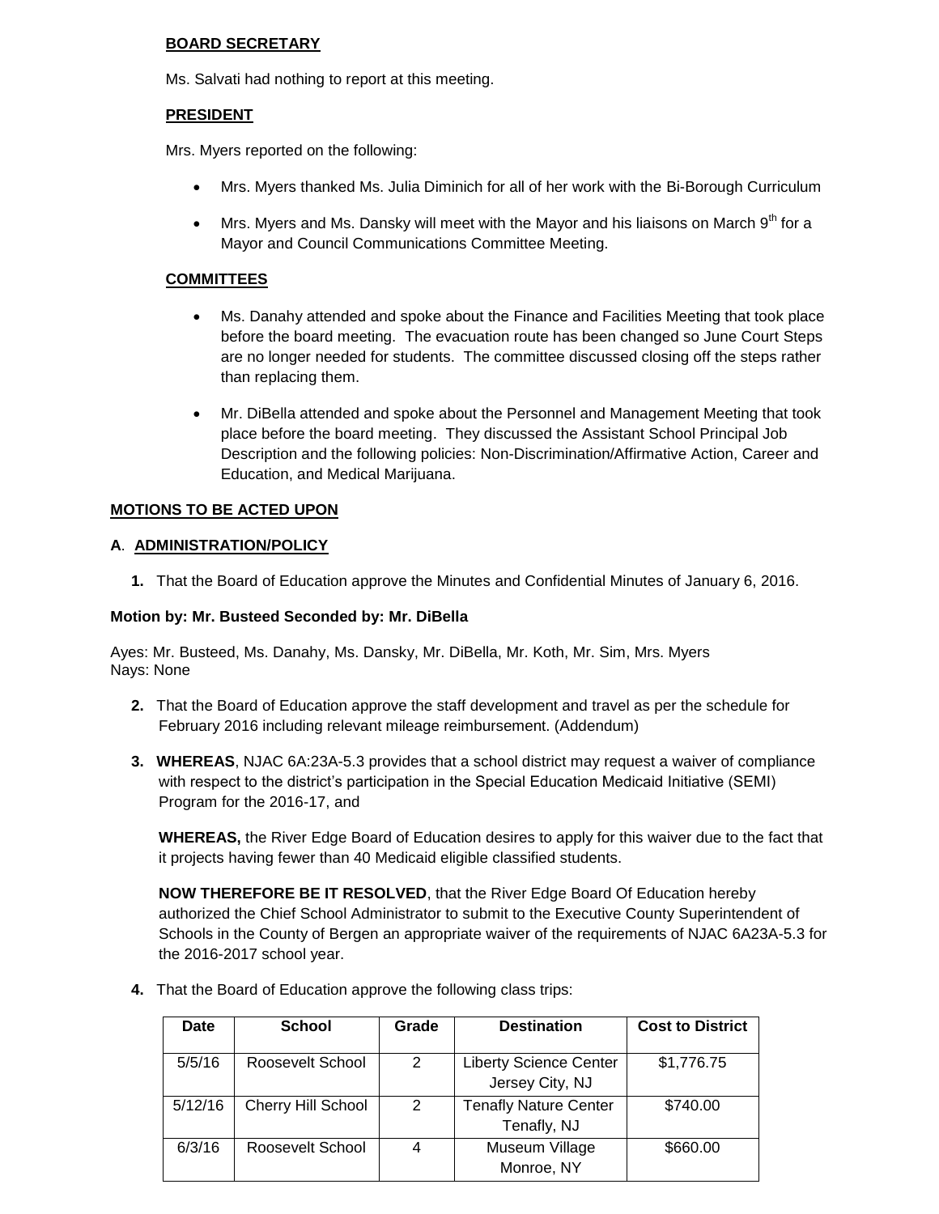**BOARD SECRETARY**

Ms. Salvati had nothing to report at this meeting.

**PRESIDENT**

Mrs. Myers reported on the following:

- Mrs. Myers thanked Ms. Julia Diminich for all of her work with the Bi-Borough Curriculum
- Mrs. Myers and Ms. Dansky will meet with the Mayor and his liaisons on March 9th for a Mayor and Council Communications Committee Meeting.

**COMMITTEES**

- Ms. Danahy attended and spoke about the Finance and Facilities Meeting that took place before the board meeting. The evacuation route has been changed so June Court Steps are no longer needed for students. The committee discussed closing off the steps rather than replacing them.
- Mr. DiBella attended and spoke about the Personnel and Management Meeting that took place before the board meeting. They discussed the Assistant School Principal Job Description and the following policies: Non-Discrimination/Affirmative Action, Career and Education, and Medical Marijuana.

**MOTIONS TO BE ACTED UPON**

**A. ADMINISTRATION/POLICY**

**1.** That the Board of Education approve the Minutes and Confidential Minutes of January 6, 2016.

**Motion by: Mr. Busteed Seconded by: Mr. DiBella**

Ayes: Mr. Busteed, Ms. Danahy, Ms. Dansky, Mr. DiBella, Mr. Koth, Mr. Sim, Mrs. Myers
Nays: None

**2.** That the Board of Education approve the staff development and travel as per the schedule for February 2016 including relevant mileage reimbursement. (Addendum)

**3. WHEREAS**, NJAC 6A:23A-5.3 provides that a school district may request a waiver of compliance with respect to the district's participation in the Special Education Medicaid Initiative (SEMI) Program for the 2016-17, and

**WHEREAS,** the River Edge Board of Education desires to apply for this waiver due to the fact that it projects having fewer than 40 Medicaid eligible classified students.

**NOW THEREFORE BE IT RESOLVED**, that the River Edge Board Of Education hereby authorized the Chief School Administrator to submit to the Executive County Superintendent of Schools in the County of Bergen an appropriate waiver of the requirements of NJAC 6A23A-5.3 for the 2016-2017 school year.

**4.** That the Board of Education approve the following class trips:

| Date | School | Grade | Destination | Cost to District |
|---|---|---|---|---|
| 5/5/16 | Roosevelt School | 2 | Liberty Science Center Jersey City, NJ | $1,776.75 |
| 5/12/16 | Cherry Hill School | 2 | Tenafly Nature Center Tenafly, NJ | $740.00 |
| 6/3/16 | Roosevelt School | 4 | Museum Village Monroe, NY | $660.00 |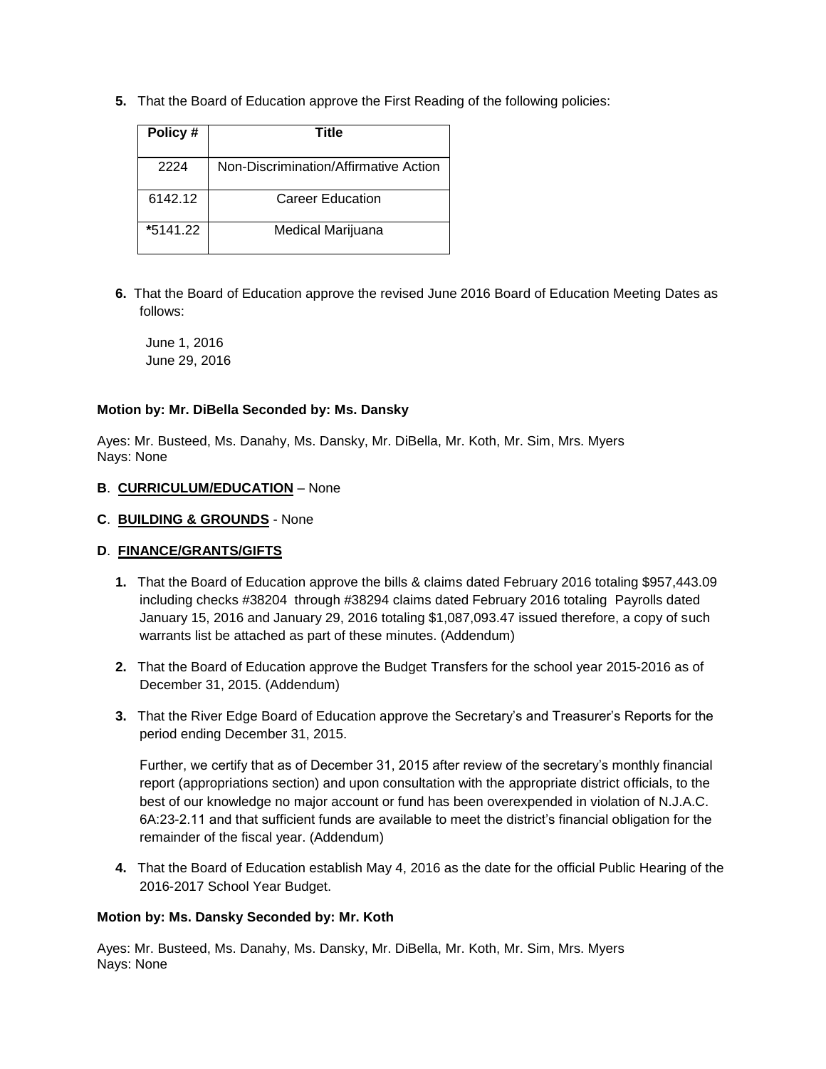**5.** That the Board of Education approve the First Reading of the following policies:

| Policy # | Title |
|---|---|
| 2224 | Non-Discrimination/Affirmative Action |
| 6142.12 | Career Education |
| ***5141.22** | Medical Marijuana |

**6.** That the Board of Education approve the revised June 2016 Board of Education Meeting Dates as follows:

June 1, 2016
June 29, 2016

**Motion by: Mr. DiBella Seconded by: Ms. Dansky**

Ayes: Mr. Busteed, Ms. Danahy, Ms. Dansky, Mr. DiBella, Mr. Koth, Mr. Sim, Mrs. Myers
Nays: None

**B**. **CURRICULUM/EDUCATION** – None

**C**. **BUILDING & GROUNDS** - None

**D**. **FINANCE/GRANTS/GIFTS**

**1.** That the Board of Education approve the bills & claims dated February 2016 totaling $957,443.09 including checks #38204 through #38294 claims dated February 2016 totaling Payrolls dated January 15, 2016 and January 29, 2016 totaling $1,087,093.47 issued therefore, a copy of such warrants list be attached as part of these minutes. (Addendum)

**2.** That the Board of Education approve the Budget Transfers for the school year 2015-2016 as of December 31, 2015. (Addendum)

**3.** That the River Edge Board of Education approve the Secretary's and Treasurer's Reports for the period ending December 31, 2015.

Further, we certify that as of December 31, 2015 after review of the secretary's monthly financial report (appropriations section) and upon consultation with the appropriate district officials, to the best of our knowledge no major account or fund has been overexpended in violation of N.J.A.C. 6A:23-2.11 and that sufficient funds are available to meet the district's financial obligation for the remainder of the fiscal year. (Addendum)

**4.** That the Board of Education establish May 4, 2016 as the date for the official Public Hearing of the 2016-2017 School Year Budget.

**Motion by: Ms. Dansky Seconded by: Mr. Koth**

Ayes: Mr. Busteed, Ms. Danahy, Ms. Dansky, Mr. DiBella, Mr. Koth, Mr. Sim, Mrs. Myers
Nays: None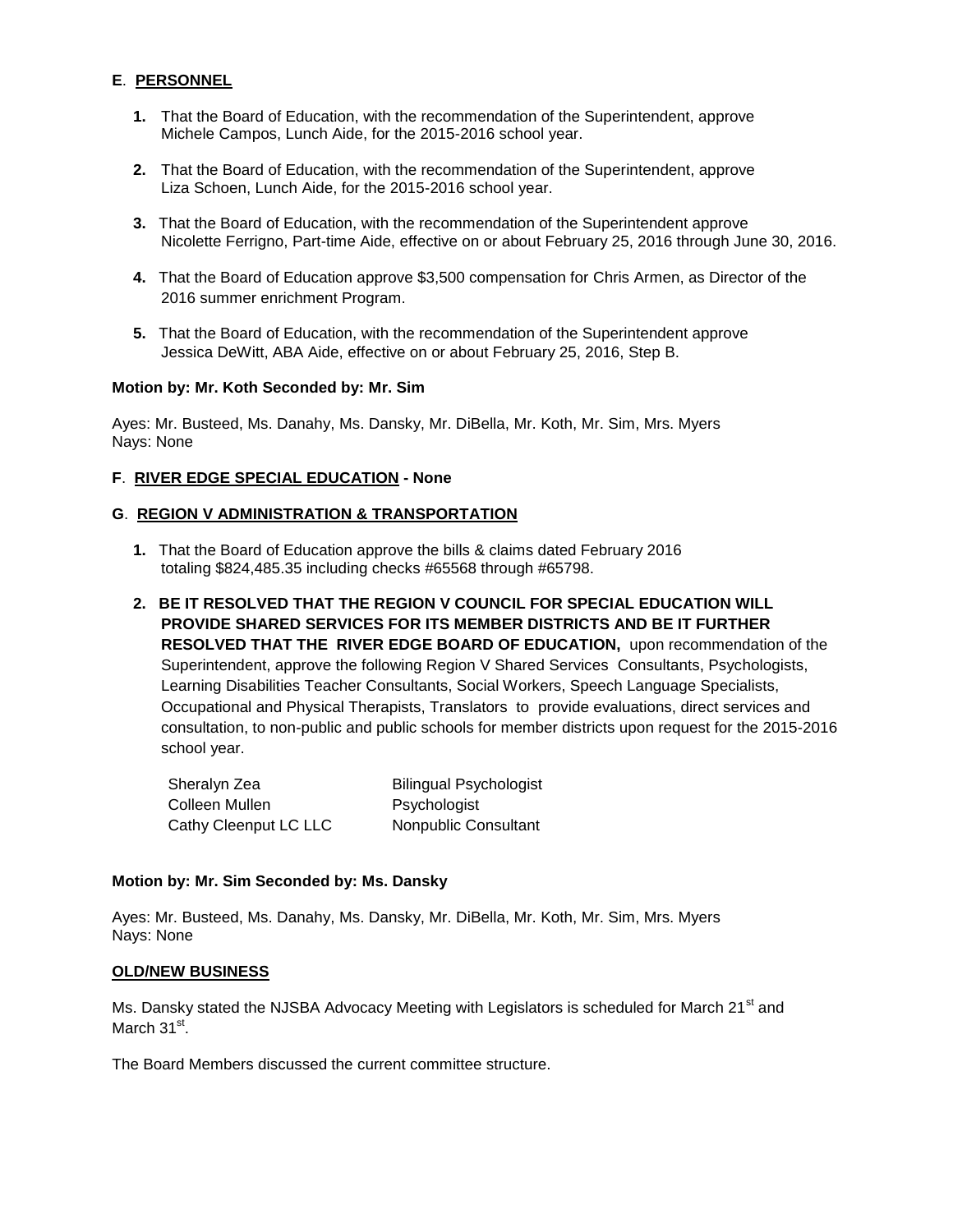**E**. **PERSONNEL**

1. That the Board of Education, with the recommendation of the Superintendent, approve Michele Campos, Lunch Aide, for the 2015-2016 school year.

2. That the Board of Education, with the recommendation of the Superintendent, approve Liza Schoen, Lunch Aide, for the 2015-2016 school year.

3. That the Board of Education, with the recommendation of the Superintendent approve Nicolette Ferrigno, Part-time Aide, effective on or about February 25, 2016 through June 30, 2016.

4. That the Board of Education approve $3,500 compensation for Chris Armen, as Director of the 2016 summer enrichment Program.

5. That the Board of Education, with the recommendation of the Superintendent approve Jessica DeWitt, ABA Aide, effective on or about February 25, 2016, Step B.

**Motion by: Mr. Koth Seconded by: Mr. Sim**

Ayes: Mr. Busteed, Ms. Danahy, Ms. Dansky, Mr. DiBella, Mr. Koth, Mr. Sim, Mrs. Myers
Nays: None

**F**. **RIVER EDGE SPECIAL EDUCATION - None**

**G**. **REGION V ADMINISTRATION & TRANSPORTATION**

1. That the Board of Education approve the bills & claims dated February 2016 totaling $824,485.35 including checks #65568 through #65798.

2. **BE IT RESOLVED THAT THE REGION V COUNCIL FOR SPECIAL EDUCATION WILL PROVIDE SHARED SERVICES FOR ITS MEMBER DISTRICTS AND BE IT FURTHER RESOLVED THAT THE RIVER EDGE BOARD OF EDUCATION,** upon recommendation of the Superintendent, approve the following Region V Shared Services Consultants, Psychologists, Learning Disabilities Teacher Consultants, Social Workers, Speech Language Specialists, Occupational and Physical Therapists, Translators to provide evaluations, direct services and consultation, to non-public and public schools for member districts upon request for the 2015-2016 school year.

| | |
|---|---|
| Sheralyn Zea | Bilingual Psychologist |
| Colleen Mullen | Psychologist |
| Cathy Cleenput LC LLC | Nonpublic Consultant |

**Motion by: Mr. Sim Seconded by: Ms. Dansky**

Ayes: Mr. Busteed, Ms. Danahy, Ms. Dansky, Mr. DiBella, Mr. Koth, Mr. Sim, Mrs. Myers
Nays: None

**OLD/NEW BUSINESS**

Ms. Dansky stated the NJSBA Advocacy Meeting with Legislators is scheduled for March 21st and March 31st.

The Board Members discussed the current committee structure.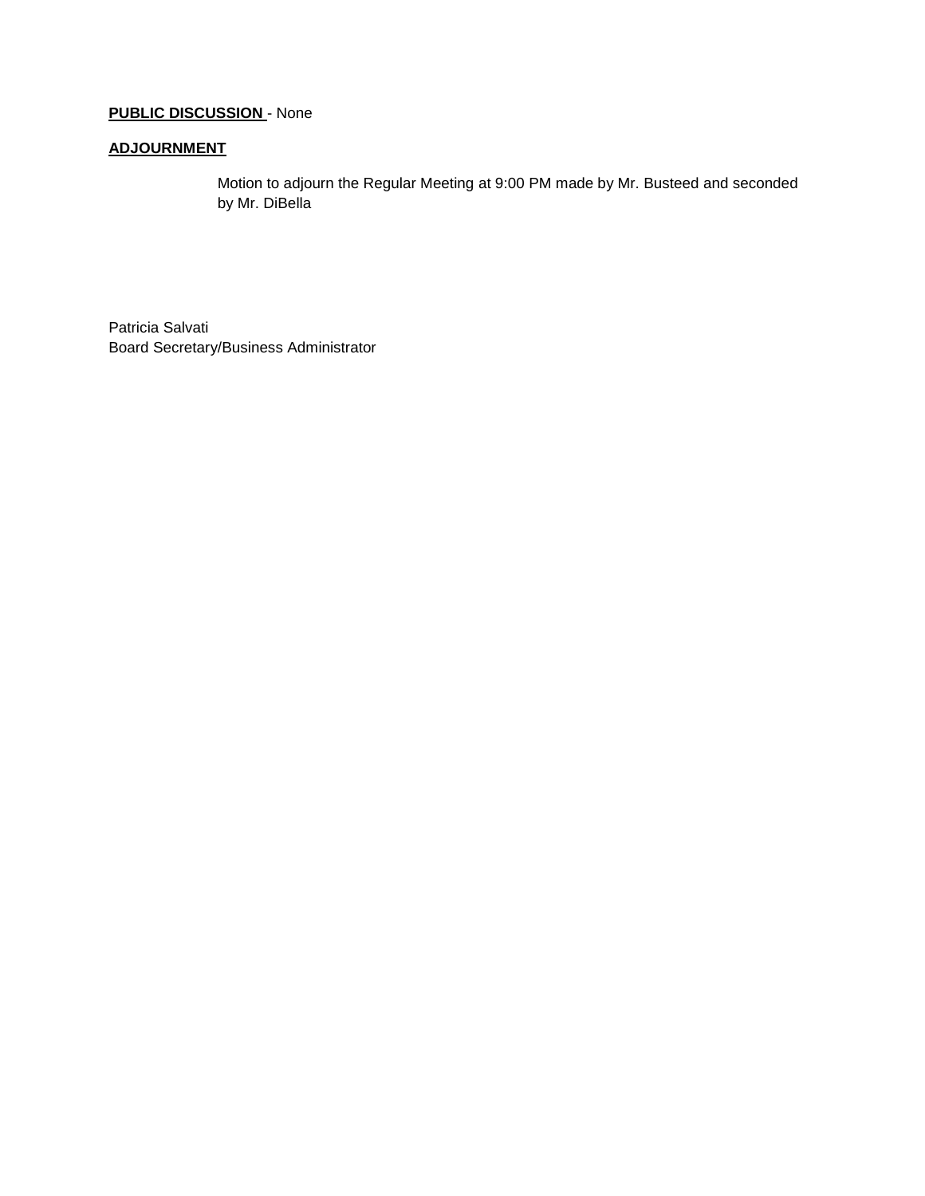**PUBLIC DISCUSSION** - None

**ADJOURNMENT**

Motion to adjourn the Regular Meeting at 9:00 PM made by Mr. Busteed and seconded by Mr. DiBella

Patricia Salvati
Board Secretary/Business Administrator